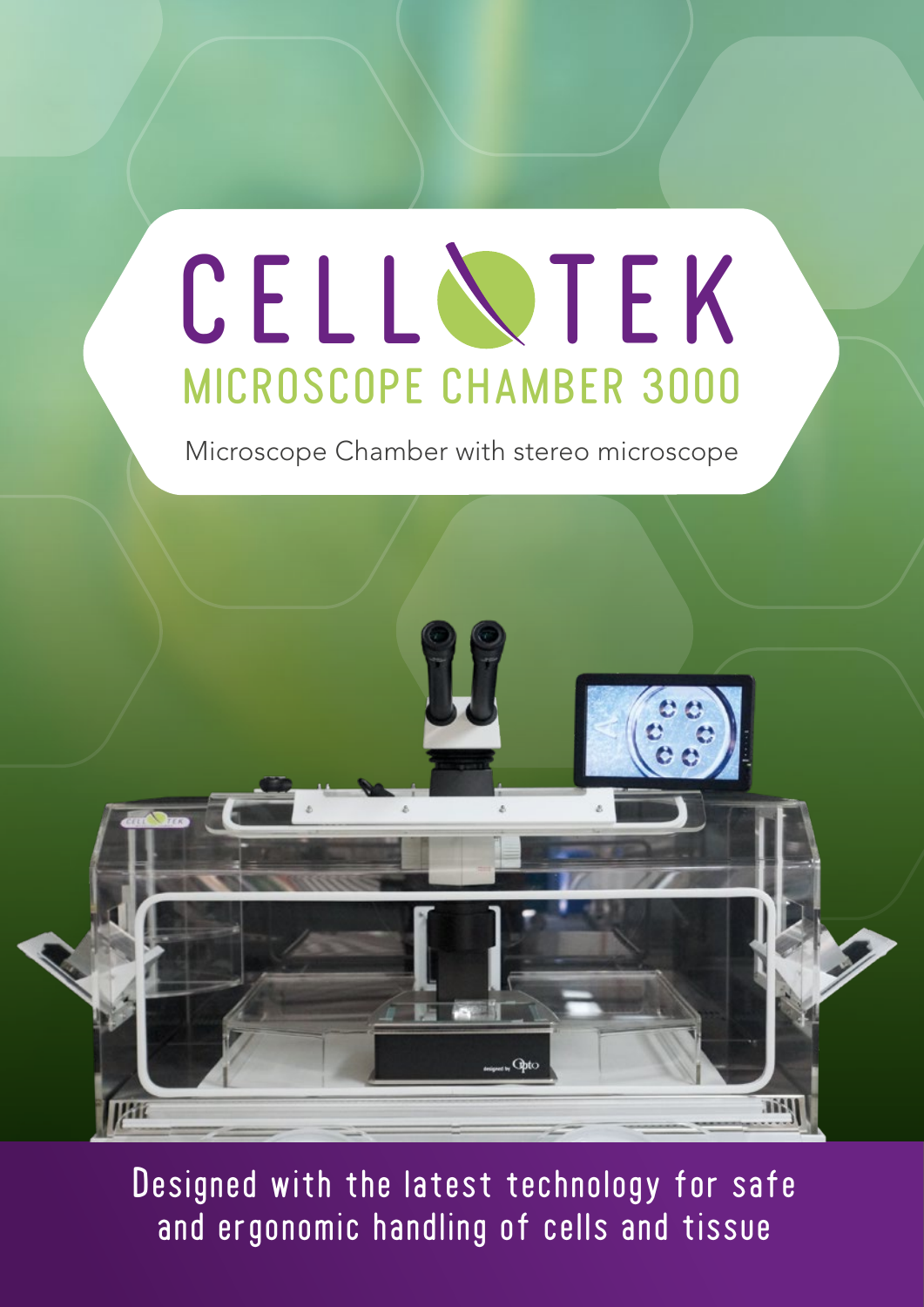# CELLTEK

## MICROSCOPE CHAMBER 3000

Microscope Chamber with stereo microscope

Designed with the latest technology for safe and ergonomic handling of cells and tissue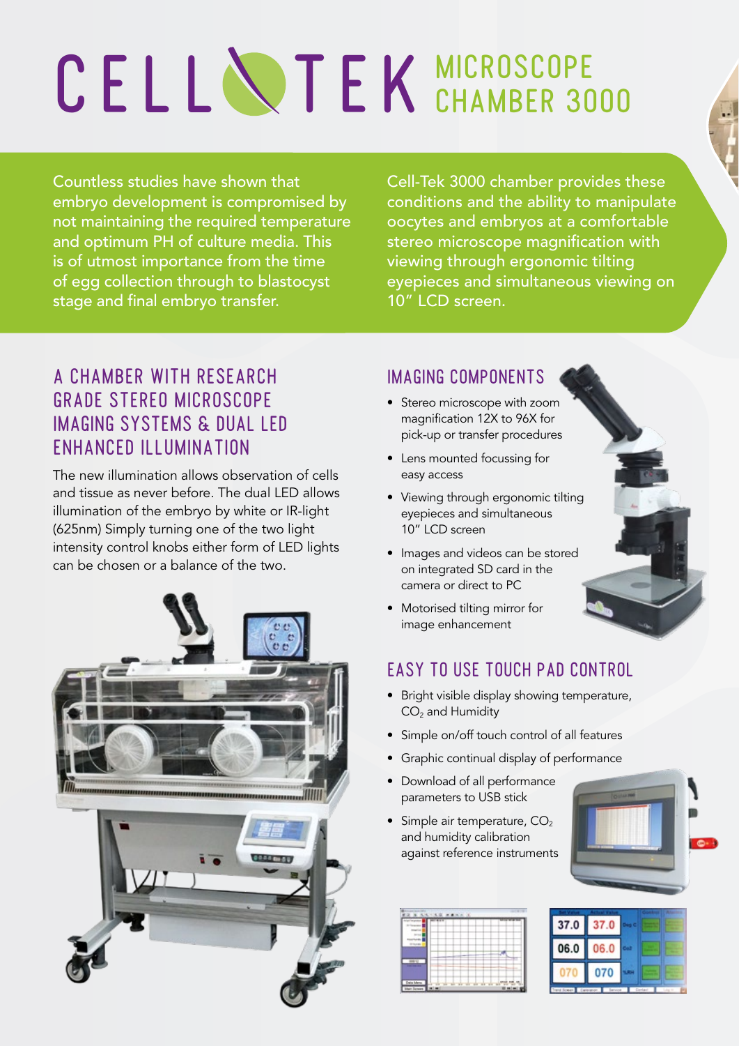# CELL TEK MICROSCOPE CHAMBER 3000

Countless studies have shown that embryo development is compromised by not maintaining the required temperature and optimum PH of culture media. This is of utmost importance from the time of egg collection through to blastocyst stage and final embryo transfer.

Cell-Tek 3000 chamber provides these conditions and the ability to manipulate oocytes and embryos at a comfortable stereo microscope magnification with viewing through ergonomic tilting eyepieces and simultaneous viewing on 10" LCD screen.

## A CHAMBER WITH RESEARCH GRADE STEREO MICROSCOPE IMAGING SYSTEMS & DUAL LED ENHANCED ILLUMINATION

The new illumination allows observation of cells and tissue as never before. The dual LED allows illumination of the embryo by white or IR-light (625nm) Simply turning one of the two light intensity control knobs either form of LED lights can be chosen or a balance of the two.

## IMAGING COMPONENTS

- Stereo microscope with zoom magnification 12X to 96X for pick-up or transfer procedures
- Lens mounted focussing for easy access
- Viewing through ergonomic tilting eyepieces and simultaneous 10" LCD screen
- Images and videos can be stored on integrated SD card in the camera or direct to PC
- Motorised tilting mirror for image enhancement

## EASY TO USE TOUCH PAD CONTROL

- Bright visible display showing temperature, $CO_2$ and Humidity
- Simple on/off touch control of all features
- Graphic continual display of performance
- Download of all performance parameters to USB stick
- Simple air temperature, $CO_2$ and humidity calibration against reference instruments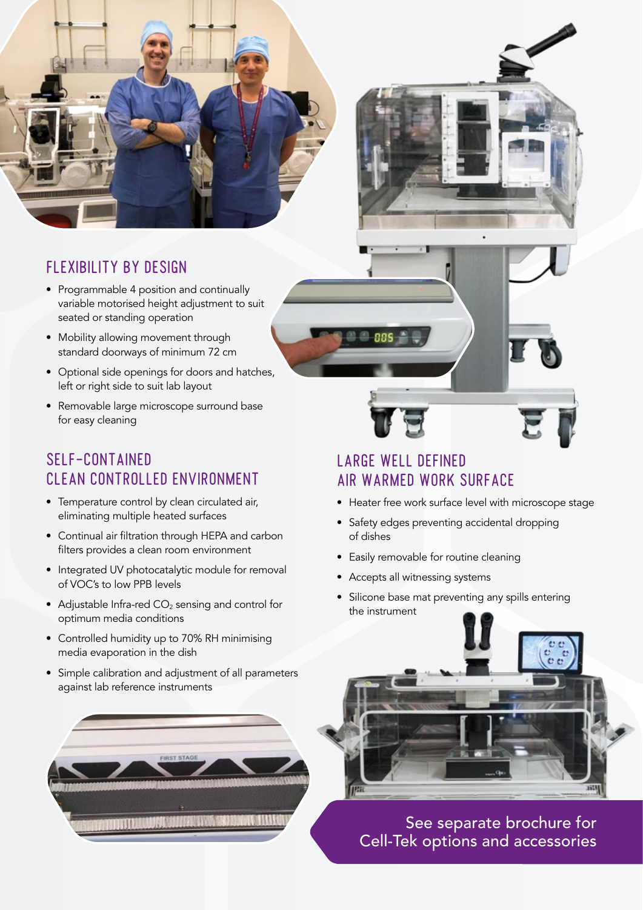## FLEXIBILITY BY DESIGN

- Programmable 4 position and continually variable motorised height adjustment to suit seated or standing operation
- Mobility allowing movement through standard doorways of minimum 72 cm
- Optional side openings for doors and hatches, left or right side to suit lab layout
- Removable large microscope surround base for easy cleaning

## SELF-CONTAINED CLEAN CONTROLLED ENVIRONMENT

- Temperature control by clean circulated air, eliminating multiple heated surfaces
- Continual air filtration through HEPA and carbon filters provides a clean room environment
- Integrated UV photocatalytic module for removal of VOC's to low PPB levels
- Adjustable Infra-red $CO_2$ sensing and control for optimum media conditions
- Controlled humidity up to 70% RH minimising media evaporation in the dish
- Simple calibration and adjustment of all parameters against lab reference instruments

## LARGE WELL DEFINED AIR WARMED WORK SURFACE

- Heater free work surface level with microscope stage
- Safety edges preventing accidental dropping of dishes
- Easily removable for routine cleaning
- Accepts all witnessing systems
- Silicone base mat preventing any spills entering the instrument

See separate brochure for Cell-Tek options and accessories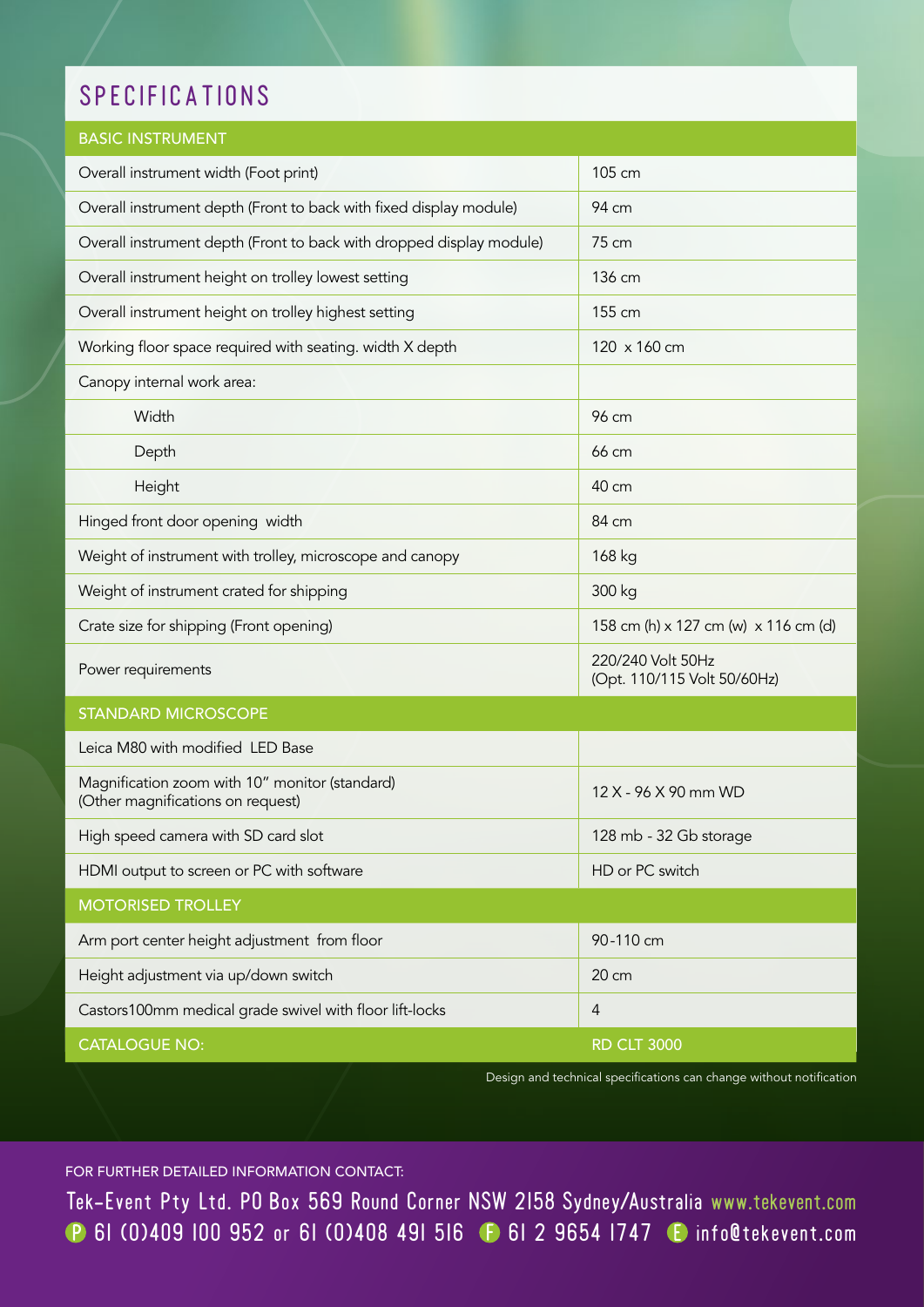# SPECIFICATIONS

| | |
|---|---|
| **BASIC INSTRUMENT** | |
| Overall instrument width (Foot print) | 105 cm |
| Overall instrument depth (Front to back with fixed display module) | 94 cm |
| Overall instrument depth (Front to back with dropped display module) | 75 cm |
| Overall instrument height on trolley lowest setting | 136 cm |
| Overall instrument height on trolley highest setting | 155 cm |
| Working floor space required with seating. width X depth | 120 x 160 cm |
| Canopy internal work area: | |
| Width | 96 cm |
| Depth | 66 cm |
| Height | 40 cm |
| Hinged front door opening width | 84 cm |
| Weight of instrument with trolley, microscope and canopy | 168 kg |
| Weight of instrument crated for shipping | 300 kg |
| Crate size for shipping (Front opening) | 158 cm (h) x 127 cm (w) x 116 cm (d) |
| Power requirements | 220/240 Volt 50Hz (Opt. 110/115 Volt 50/60Hz) |
| **STANDARD MICROSCOPE** | |
| Leica M80 with modified LED Base | |
| Magnification zoom with 10" monitor (standard) (Other magnifications on request) | 12 X - 96 X 90 mm WD |
| High speed camera with SD card slot | 128 mb - 32 Gb storage |
| HDMI output to screen or PC with software | HD or PC switch |
| **MOTORISED TROLLEY** | |
| Arm port center height adjustment from floor | 90-110 cm |
| Height adjustment via up/down switch | 20 cm |
| Castors100mm medical grade swivel with floor lift-locks | 4 |
| **CATALOGUE NO:** | **RD CLT 3000** |

Design and technical specifications can change without notification

FOR FURTHER DETAILED INFORMATION CONTACT:

Tek-Event Pty Ltd. PO Box 569 Round Corner NSW 2158 Sydney/Australia www.tekevent.com

P 61 (0)409 100 952 or 61 (0)408 491 516 F 61 2 9654 1747 E info@tekevent.com